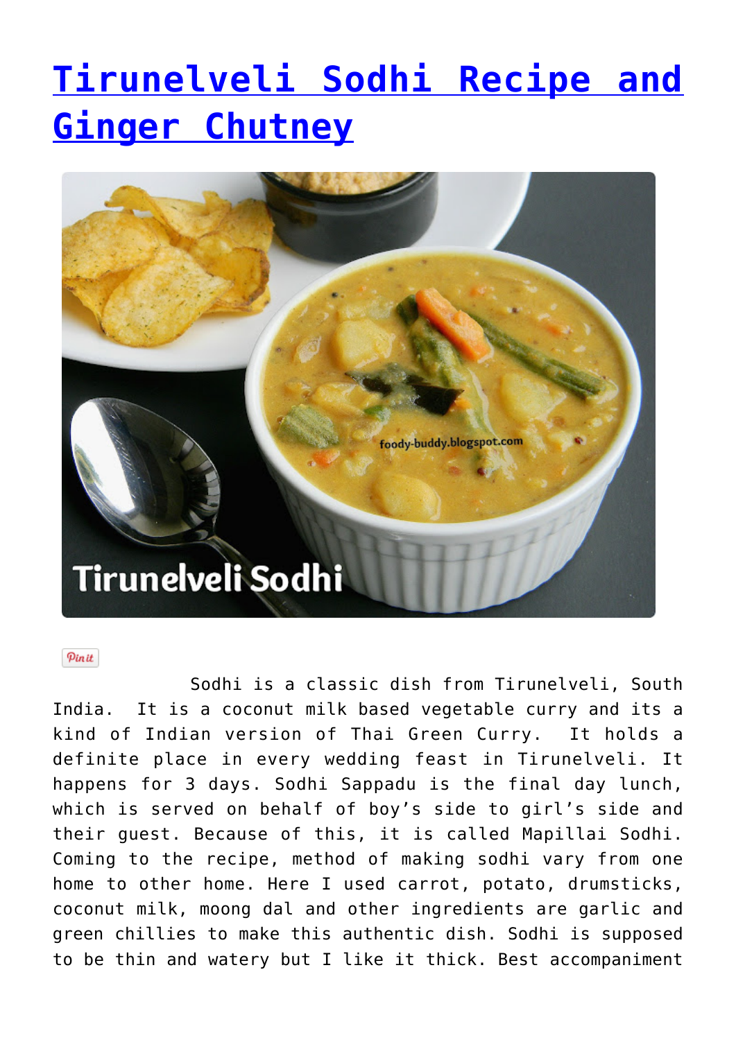# [Tirunelveli Sodhi Recipe and Ginger Chutney]()

Pin it

Sodhi is a classic dish from Tirunelveli, South India. It is a coconut milk based vegetable curry and its a kind of Indian version of Thai Green Curry. It holds a definite place in every wedding feast in Tirunelveli. It happens for 3 days. Sodhi Sappadu is the final day lunch, which is served on behalf of boy's side to girl's side and their guest. Because of this, it is called Mapillai Sodhi. Coming to the recipe, method of making sodhi vary from one home to other home. Here I used carrot, potato, drumsticks, coconut milk, moong dal and other ingredients are garlic and green chillies to make this authentic dish. Sodhi is supposed to be thin and watery but I like it thick. Best accompaniment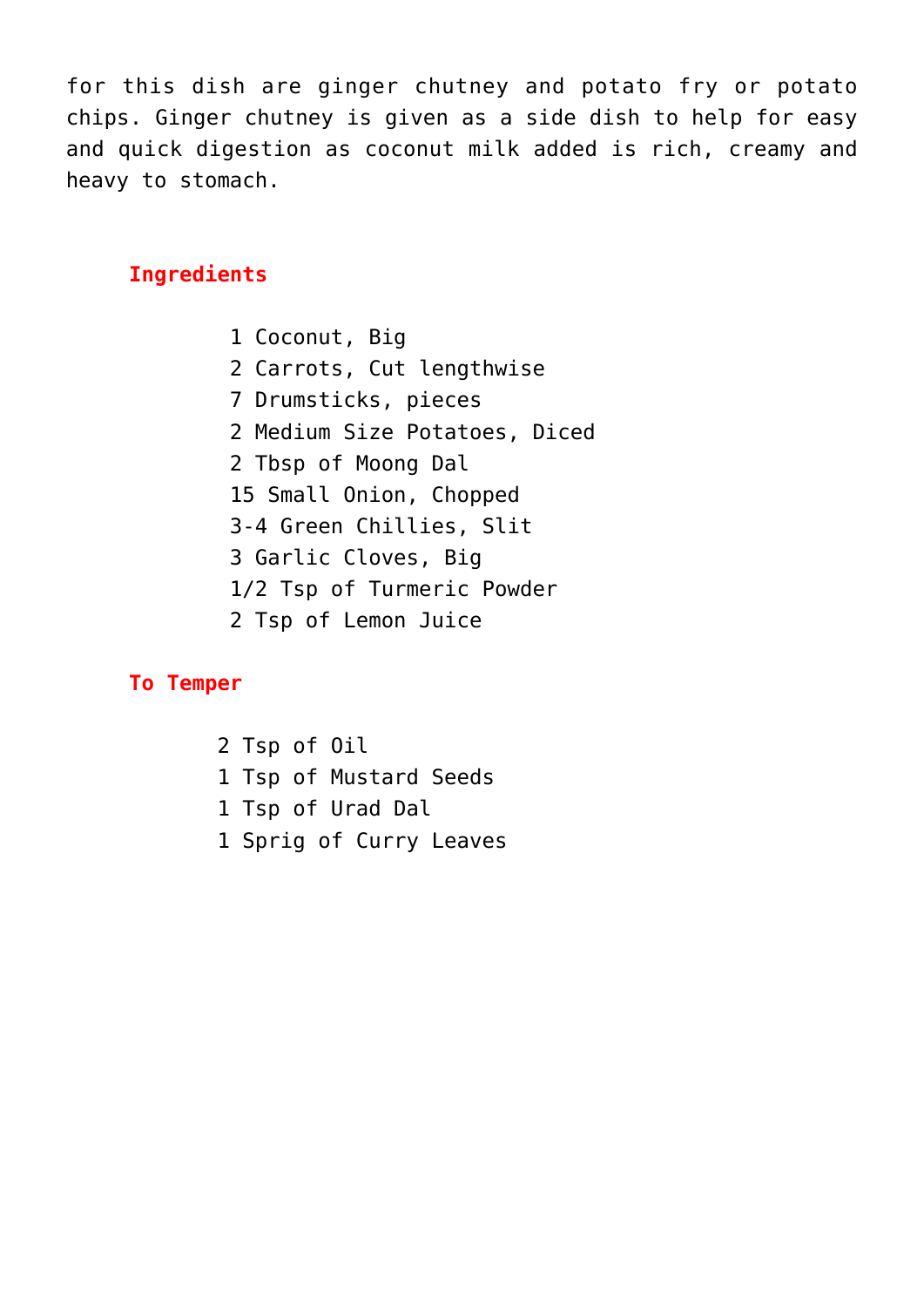for this dish are ginger chutney and potato fry or potato chips. Ginger chutney is given as a side dish to help for easy and quick digestion as coconut milk added is rich, creamy and heavy to stomach.

### Ingredients

- 1 Coconut, Big
- 2 Carrots, Cut lengthwise
- 7 Drumsticks, pieces
- 2 Medium Size Potatoes, Diced
- 2 Tbsp of Moong Dal
- 15 Small Onion, Chopped
- 3-4 Green Chillies, Slit
- 3 Garlic Cloves, Big
- 1/2 Tsp of Turmeric Powder
- 2 Tsp of Lemon Juice

### To Temper

- 2 Tsp of Oil
- 1 Tsp of Mustard Seeds
- 1 Tsp of Urad Dal
- 1 Sprig of Curry Leaves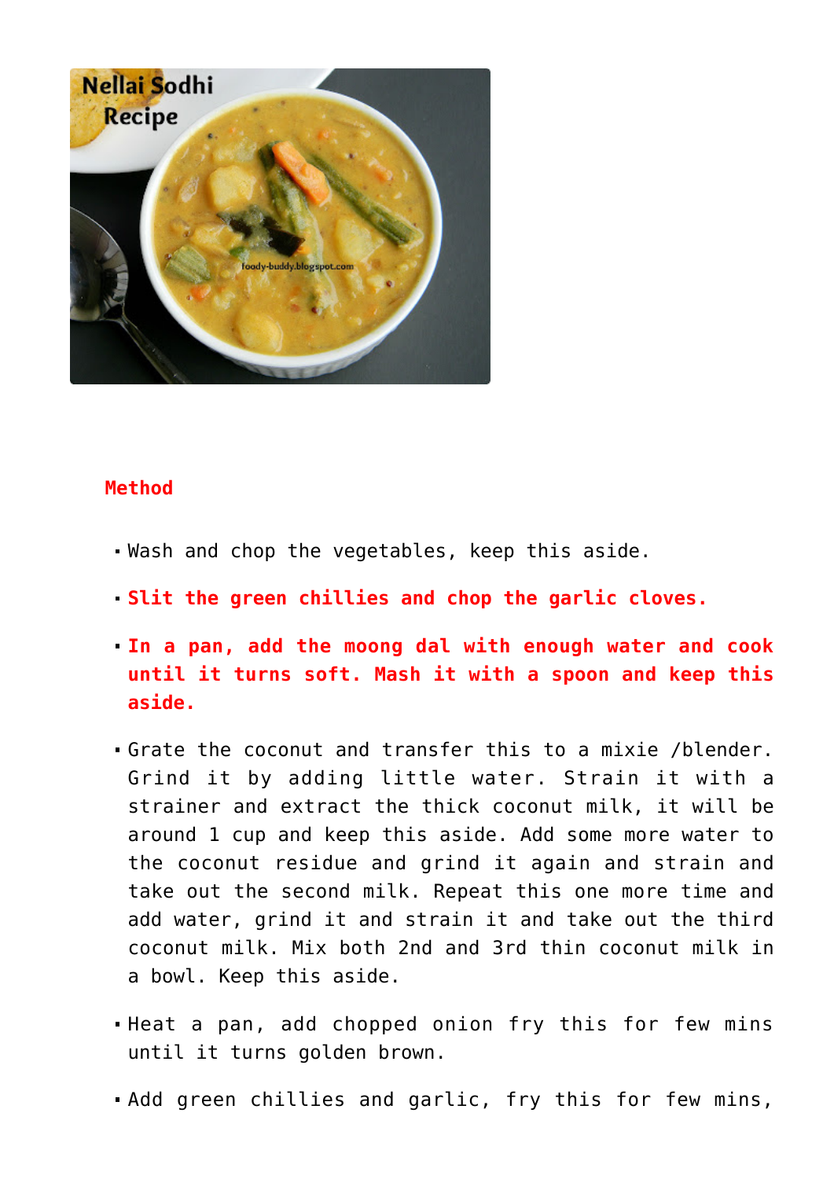**Method**

- Wash and chop the vegetables, keep this aside.
- **Slit the green chillies and chop the garlic cloves.**
- **In a pan, add the moong dal with enough water and cook until it turns soft. Mash it with a spoon and keep this aside.**
- Grate the coconut and transfer this to a mixie /blender. Grind it by adding little water. Strain it with a strainer and extract the thick coconut milk, it will be around 1 cup and keep this aside. Add some more water to the coconut residue and grind it again and strain and take out the second milk. Repeat this one more time and add water, grind it and strain it and take out the third coconut milk. Mix both 2nd and 3rd thin coconut milk in a bowl. Keep this aside.
- Heat a pan, add chopped onion fry this for few mins until it turns golden brown.
- Add green chillies and garlic, fry this for few mins,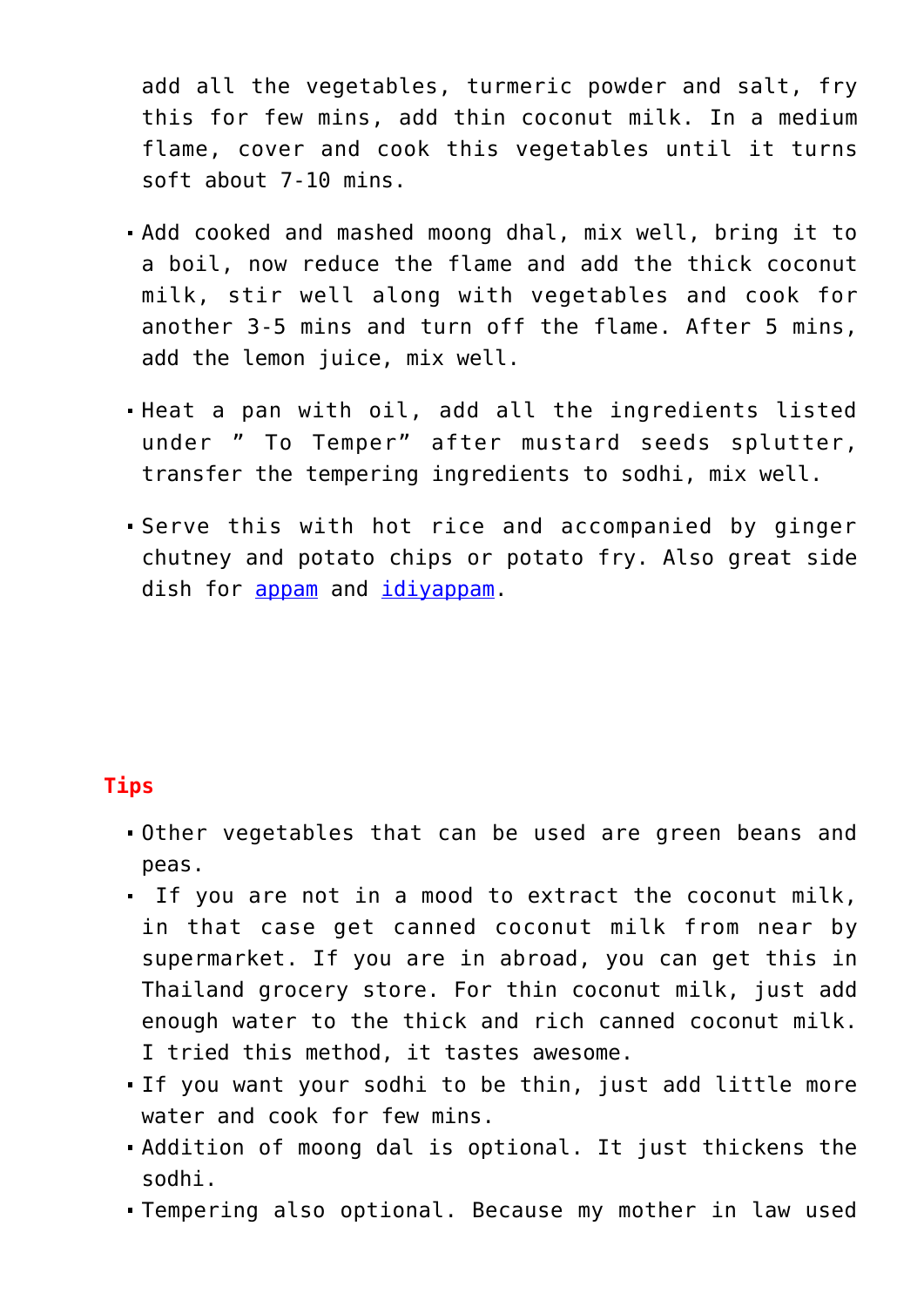add all the vegetables, turmeric powder and salt, fry this for few mins, add thin coconut milk. In a medium flame, cover and cook this vegetables until it turns soft about 7-10 mins.

- Add cooked and mashed moong dhal, mix well, bring it to a boil, now reduce the flame and add the thick coconut milk, stir well along with vegetables and cook for another 3-5 mins and turn off the flame. After 5 mins, add the lemon juice, mix well.
- Heat a pan with oil, add all the ingredients listed under " To Temper" after mustard seeds splutter, transfer the tempering ingredients to sodhi, mix well.
- Serve this with hot rice and accompanied by ginger chutney and potato chips or potato fry. Also great side dish for appam and idiyappam.

## Tips

- Other vegetables that can be used are green beans and peas.
- If you are not in a mood to extract the coconut milk, in that case get canned coconut milk from near by supermarket. If you are in abroad, you can get this in Thailand grocery store. For thin coconut milk, just add enough water to the thick and rich canned coconut milk. I tried this method, it tastes awesome.
- If you want your sodhi to be thin, just add little more water and cook for few mins.
- Addition of moong dal is optional. It just thickens the sodhi.
- Tempering also optional. Because my mother in law used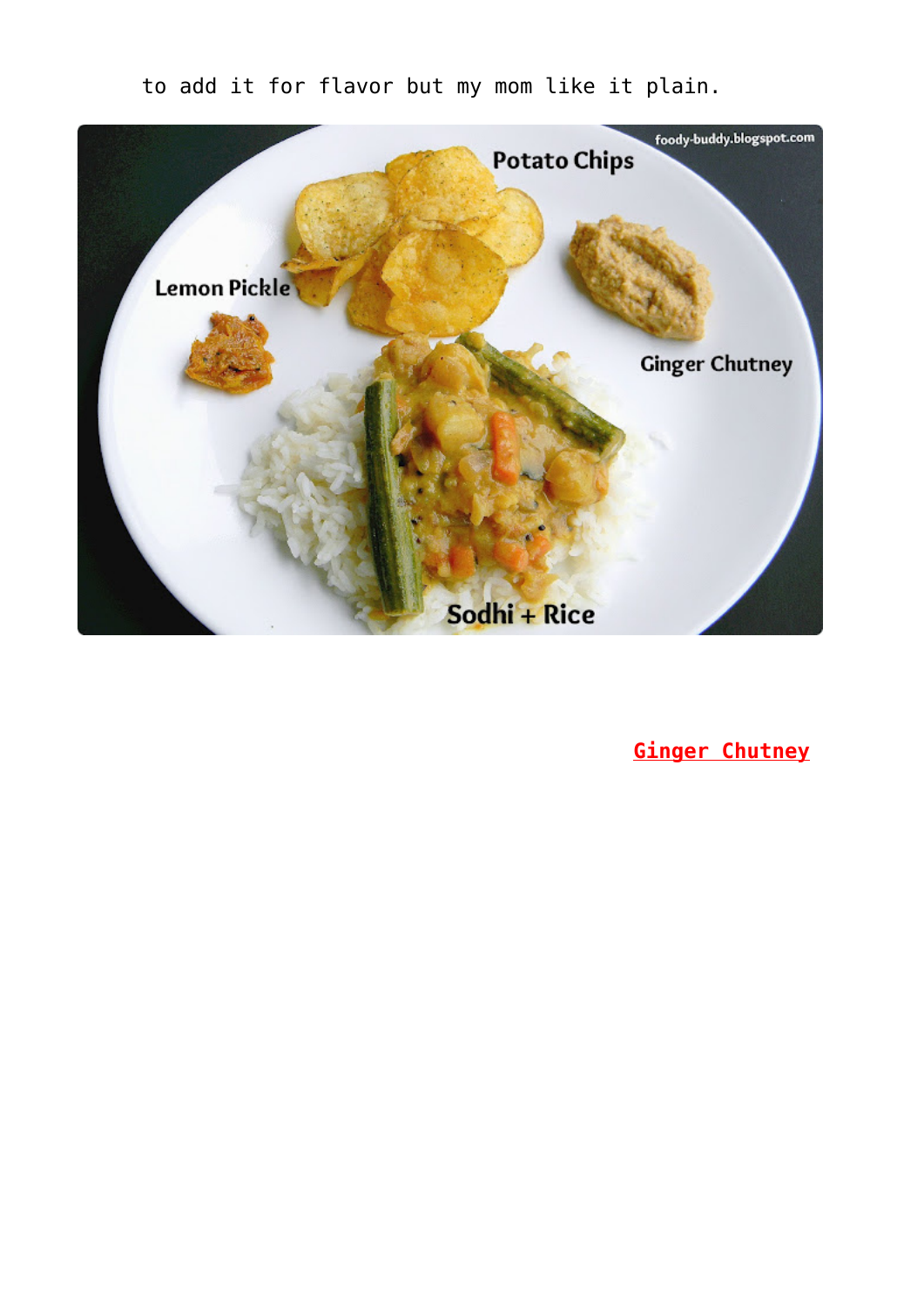to add it for flavor but my mom like it plain.

**Ginger Chutney**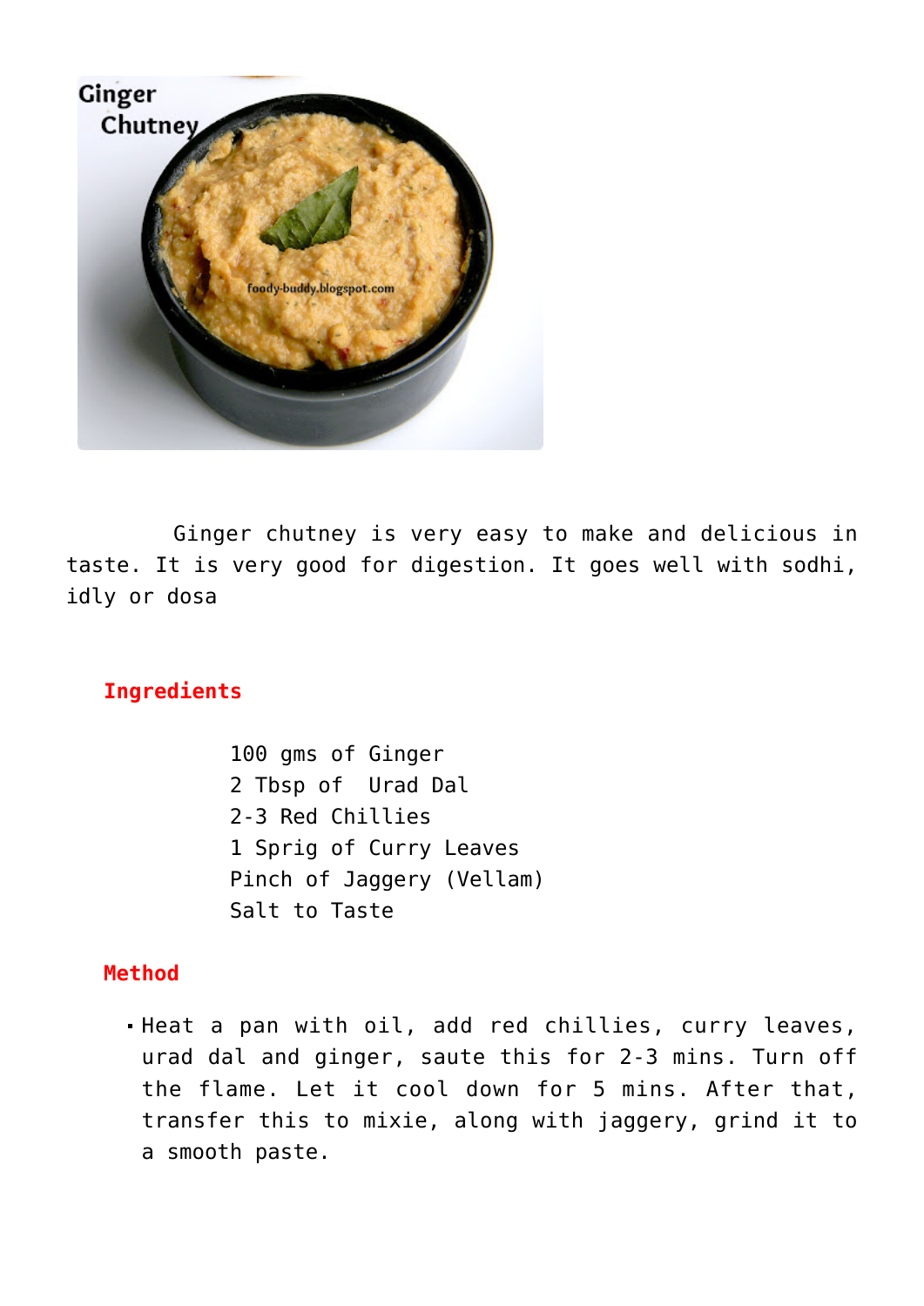Ginger chutney is very easy to make and delicious in taste. It is very good for digestion. It goes well with sodhi, idly or dosa

## Ingredients

100 gms of Ginger
2 Tbsp of Urad Dal
2-3 Red Chillies
1 Sprig of Curry Leaves
Pinch of Jaggery (Vellam)
Salt to Taste

## Method

- Heat a pan with oil, add red chillies, curry leaves, urad dal and ginger, saute this for 2-3 mins. Turn off the flame. Let it cool down for 5 mins. After that, transfer this to mixie, along with jaggery, grind it to a smooth paste.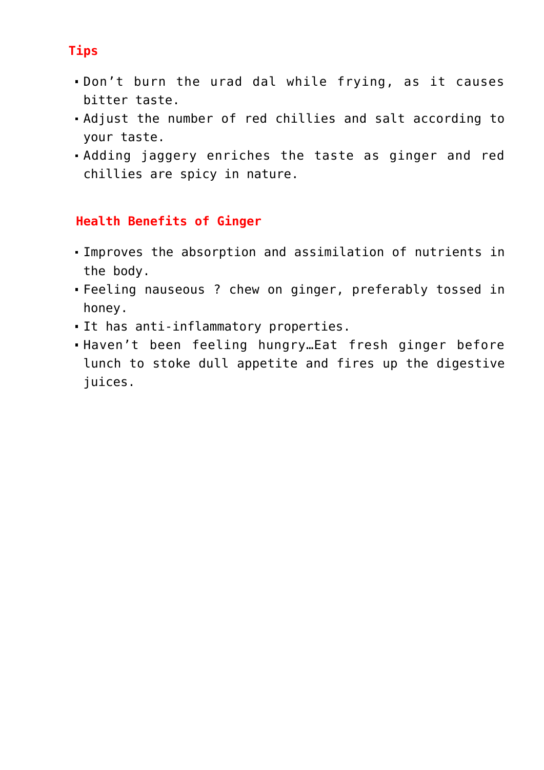### Tips

- Don't burn the urad dal while frying, as it causes bitter taste.
- Adjust the number of red chillies and salt according to your taste.
- Adding jaggery enriches the taste as ginger and red chillies are spicy in nature.

### Health Benefits of Ginger

- Improves the absorption and assimilation of nutrients in the body.
- Feeling nauseous ? chew on ginger, preferably tossed in honey.
- It has anti-inflammatory properties.
- Haven't been feeling hungry…Eat fresh ginger before lunch to stoke dull appetite and fires up the digestive juices.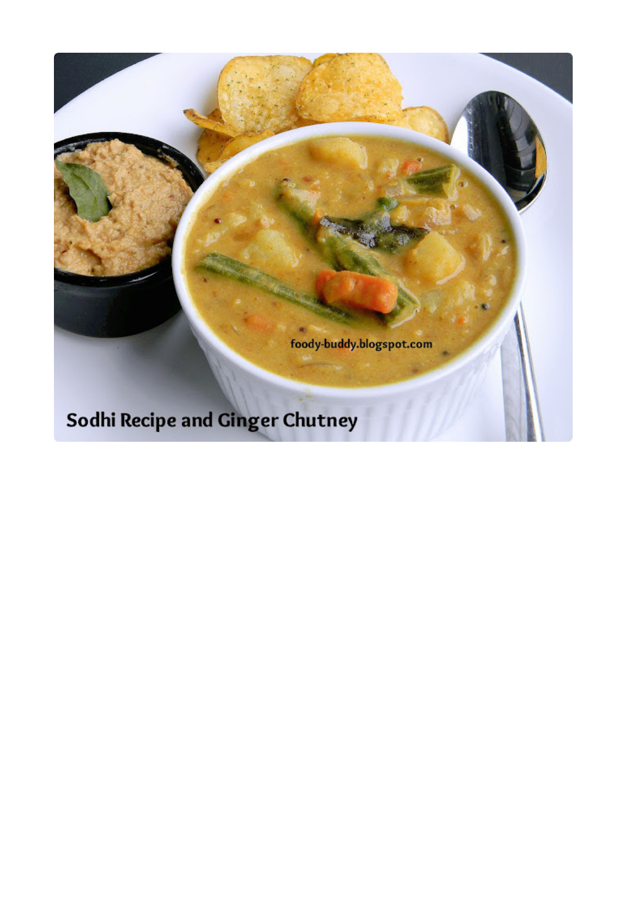Sodhi Recipe and Ginger Chutney